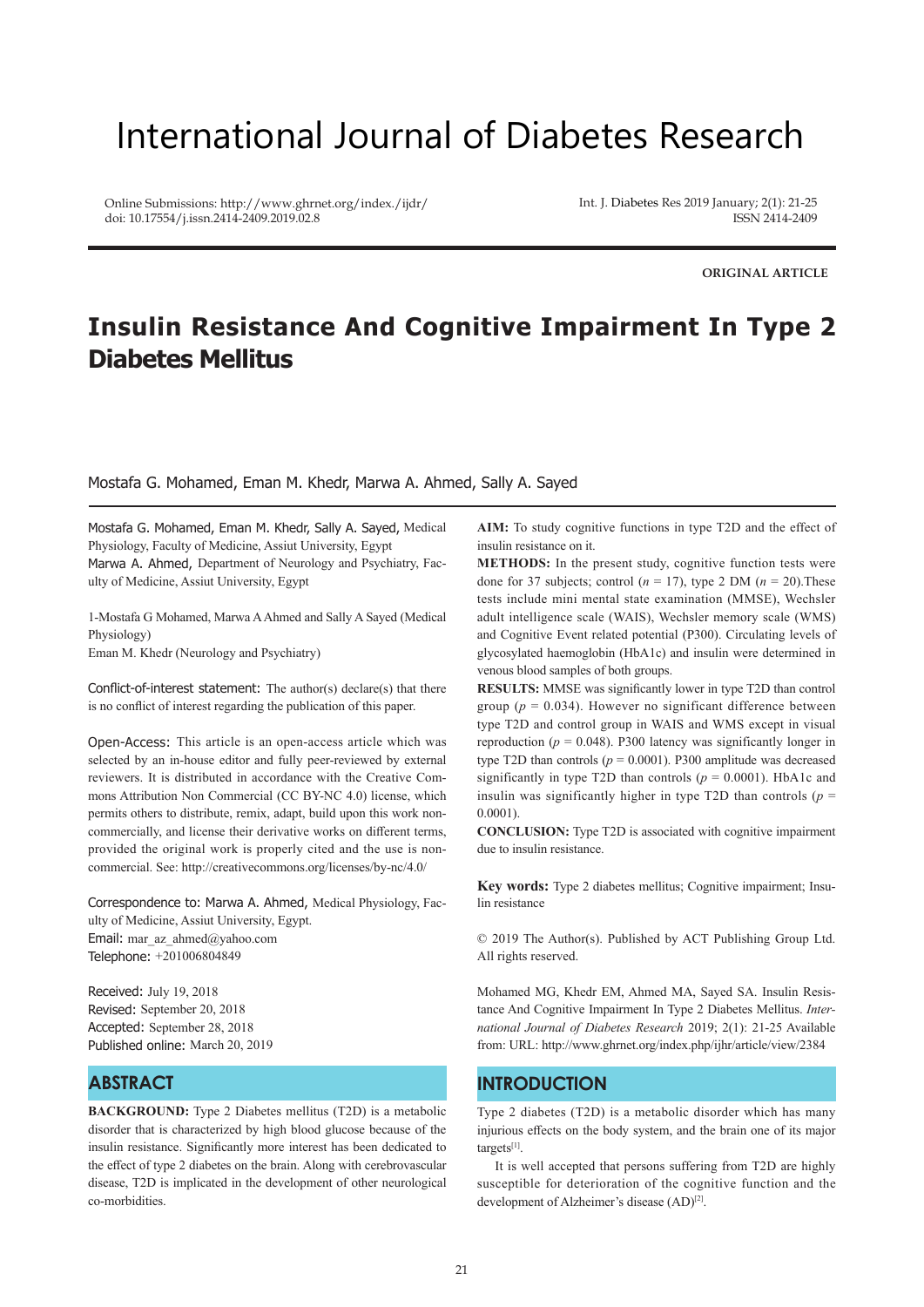# International Journal of Diabetes Research

Online Submissions: http://www.ghrnet.org/index./ijdr/
doi: 10.17554/j.issn.2414-2409.2019.02.8

Int. J. Diabetes Res 2019 January; 2(1): 21-25
ISSN 2414-2409

**ORIGINAL ARTICLE**

# Insulin Resistance And Cognitive Impairment In Type 2 Diabetes Mellitus

Mostafa G. Mohamed, Eman M. Khedr, Marwa A. Ahmed, Sally A. Sayed

Mostafa G. Mohamed, Eman M. Khedr, Sally A. Sayed, Medical Physiology, Faculty of Medicine, Assiut University, Egypt
Marwa A. Ahmed, Department of Neurology and Psychiatry, Faculty of Medicine, Assiut University, Egypt

1-Mostafa G Mohamed, Marwa A Ahmed and Sally A Sayed (Medical Physiology)
Eman M. Khedr (Neurology and Psychiatry)

Conflict-of-interest statement: The author(s) declare(s) that there is no conflict of interest regarding the publication of this paper.

Open-Access: This article is an open-access article which was selected by an in-house editor and fully peer-reviewed by external reviewers. It is distributed in accordance with the Creative Commons Attribution Non Commercial (CC BY-NC 4.0) license, which permits others to distribute, remix, adapt, build upon this work non-commercially, and license their derivative works on different terms, provided the original work is properly cited and the use is non-commercial. See: http://creativecommons.org/licenses/by-nc/4.0/

Correspondence to: Marwa A. Ahmed, Medical Physiology, Faculty of Medicine, Assiut University, Egypt.
Email: mar_az_ahmed@yahoo.com
Telephone: +201006804849

Received: July 19, 2018
Revised: September 20, 2018
Accepted: September 28, 2018
Published online: March 20, 2019

## ABSTRACT

**BACKGROUND:** Type 2 Diabetes mellitus (T2D) is a metabolic disorder that is characterized by high blood glucose because of the insulin resistance. Significantly more interest has been dedicated to the effect of type 2 diabetes on the brain. Along with cerebrovascular disease, T2D is implicated in the development of other neurological co-morbidities.

**AIM:** To study cognitive functions in type T2D and the effect of insulin resistance on it.

**METHODS:** In the present study, cognitive function tests were done for 37 subjects; control ($n$ = 17), type 2 DM ($n$ = 20).These tests include mini mental state examination (MMSE), Wechsler adult intelligence scale (WAIS), Wechsler memory scale (WMS) and Cognitive Event related potential (P300). Circulating levels of glycosylated haemoglobin (HbA1c) and insulin were determined in venous blood samples of both groups.

**RESULTS:** MMSE was significantly lower in type T2D than control group ($p$ = 0.034). However no significant difference between type T2D and control group in WAIS and WMS except in visual reproduction ($p$ = 0.048). P300 latency was significantly longer in type T2D than controls ($p$ = 0.0001). P300 amplitude was decreased significantly in type T2D than controls ($p$ = 0.0001). HbA1c and insulin was significantly higher in type T2D than controls ($p$ = 0.0001).

**CONCLUSION:** Type T2D is associated with cognitive impairment due to insulin resistance.

**Key words:** Type 2 diabetes mellitus; Cognitive impairment; Insulin resistance

© 2019 The Author(s). Published by ACT Publishing Group Ltd. All rights reserved.

Mohamed MG, Khedr EM, Ahmed MA, Sayed SA. Insulin Resistance And Cognitive Impairment In Type 2 Diabetes Mellitus. *International Journal of Diabetes Research* 2019; 2(1): 21-25 Available from: URL: http://www.ghrnet.org/index.php/ijhr/article/view/2384

## INTRODUCTION

Type 2 diabetes (T2D) is a metabolic disorder which has many injurious effects on the body system, and the brain one of its major targets[1].

It is well accepted that persons suffering from T2D are highly susceptible for deterioration of the cognitive function and the development of Alzheimer's disease (AD)[2].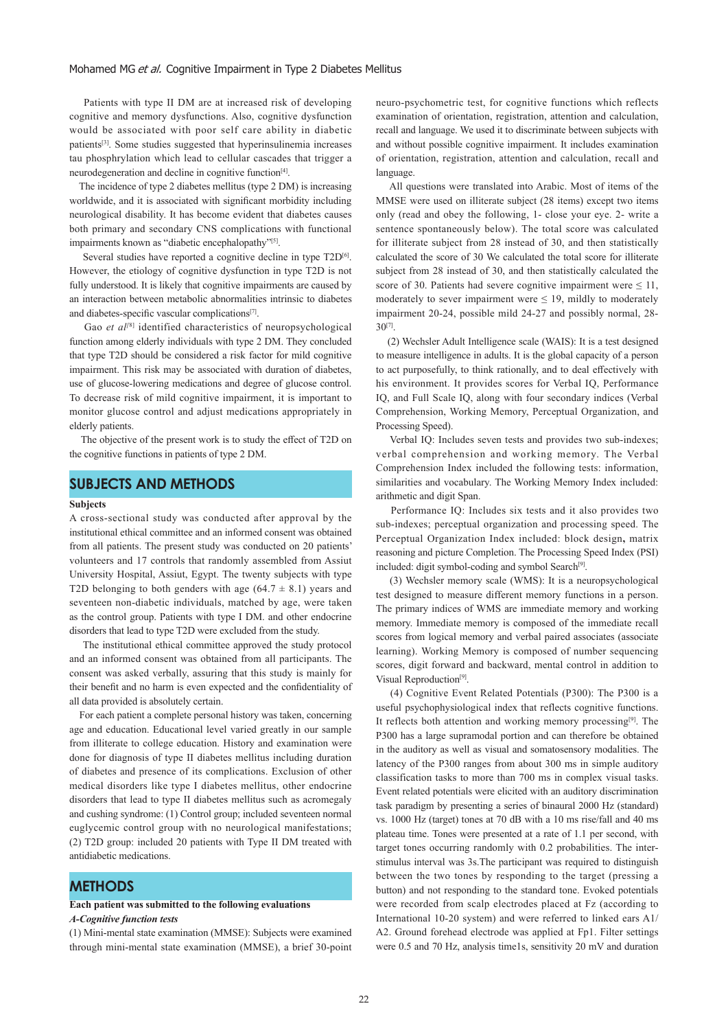Patients with type II DM are at increased risk of developing cognitive and memory dysfunctions. Also, cognitive dysfunction would be associated with poor self care ability in diabetic patients[3]. Some studies suggested that hyperinsulinemia increases tau phosphrylation which lead to cellular cascades that trigger a neurodegeneration and decline in cognitive function[4].

The incidence of type 2 diabetes mellitus (type 2 DM) is increasing worldwide, and it is associated with significant morbidity including neurological disability. It has become evident that diabetes causes both primary and secondary CNS complications with functional impairments known as "diabetic encephalopathy"[5].

Several studies have reported a cognitive decline in type T2D[6]. However, the etiology of cognitive dysfunction in type T2D is not fully understood. It is likely that cognitive impairments are caused by an interaction between metabolic abnormalities intrinsic to diabetes and diabetes-specific vascular complications[7].

Gao *et al*[8] identified characteristics of neuropsychological function among elderly individuals with type 2 DM. They concluded that type T2D should be considered a risk factor for mild cognitive impairment. This risk may be associated with duration of diabetes, use of glucose-lowering medications and degree of glucose control. To decrease risk of mild cognitive impairment, it is important to monitor glucose control and adjust medications appropriately in elderly patients.

The objective of the present work is to study the effect of T2D on the cognitive functions in patients of type 2 DM.

## SUBJECTS AND METHODS

### Subjects

A cross-sectional study was conducted after approval by the institutional ethical committee and an informed consent was obtained from all patients. The present study was conducted on 20 patients' volunteers and 17 controls that randomly assembled from Assiut University Hospital, Assiut, Egypt. The twenty subjects with type T2D belonging to both genders with age (64.7 ± 8.1) years and seventeen non-diabetic individuals, matched by age, were taken as the control group. Patients with type I DM. and other endocrine disorders that lead to type T2D were excluded from the study.

The institutional ethical committee approved the study protocol and an informed consent was obtained from all participants. The consent was asked verbally, assuring that this study is mainly for their benefit and no harm is even expected and the confidentiality of all data provided is absolutely certain.

For each patient a complete personal history was taken, concerning age and education. Educational level varied greatly in our sample from illiterate to college education. History and examination were done for diagnosis of type II diabetes mellitus including duration of diabetes and presence of its complications. Exclusion of other medical disorders like type I diabetes mellitus, other endocrine disorders that lead to type II diabetes mellitus such as acromegaly and cushing syndrome: (1) Control group; included seventeen normal euglycemic control group with no neurological manifestations; (2) T2D group: included 20 patients with Type II DM treated with antidiabetic medications.

## METHODS

**Each patient was submitted to the following evaluations**

***A-Cognitive function tests***

(1) Mini-mental state examination (MMSE): Subjects were examined through mini-mental state examination (MMSE), a brief 30-point neuro-psychometric test, for cognitive functions which reflects examination of orientation, registration, attention and calculation, recall and language. We used it to discriminate between subjects with and without possible cognitive impairment. It includes examination of orientation, registration, attention and calculation, recall and language.

All questions were translated into Arabic. Most of items of the MMSE were used on illiterate subject (28 items) except two items only (read and obey the following, 1- close your eye. 2- write a sentence spontaneously below). The total score was calculated for illiterate subject from 28 instead of 30, and then statistically calculated the score of 30 We calculated the total score for illiterate subject from 28 instead of 30, and then statistically calculated the score of 30. Patients had severe cognitive impairment were ≤ 11, moderately to sever impairment were ≤ 19, mildly to moderately impairment 20-24, possible mild 24-27 and possibly normal, 28-30[7].

(2) Wechsler Adult Intelligence scale (WAIS): It is a test designed to measure intelligence in adults. It is the global capacity of a person to act purposefully, to think rationally, and to deal effectively with his environment. It provides scores for Verbal IQ, Performance IQ, and Full Scale IQ, along with four secondary indices (Verbal Comprehension, Working Memory, Perceptual Organization, and Processing Speed).

Verbal IQ: Includes seven tests and provides two sub-indexes; verbal comprehension and working memory. The Verbal Comprehension Index included the following tests: information, similarities and vocabulary. The Working Memory Index included: arithmetic and digit Span.

Performance IQ: Includes six tests and it also provides two sub-indexes; perceptual organization and processing speed. The Perceptual Organization Index included: block design**,** matrix reasoning and picture Completion. The Processing Speed Index (PSI) included: digit symbol-coding and symbol Search[9].

(3) Wechsler memory scale (WMS): It is a neuropsychological test designed to measure different memory functions in a person. The primary indices of WMS are immediate memory and working memory. Immediate memory is composed of the immediate recall scores from logical memory and verbal paired associates (associate learning). Working Memory is composed of number sequencing scores, digit forward and backward, mental control in addition to Visual Reproduction[9].

(4) Cognitive Event Related Potentials (P300): The P300 is a useful psychophysiological index that reflects cognitive functions. It reflects both attention and working memory processing[9]. The P300 has a large supramodal portion and can therefore be obtained in the auditory as well as visual and somatosensory modalities. The latency of the P300 ranges from about 300 ms in simple auditory classification tasks to more than 700 ms in complex visual tasks. Event related potentials were elicited with an auditory discrimination task paradigm by presenting a series of binaural 2000 Hz (standard) vs. 1000 Hz (target) tones at 70 dB with a 10 ms rise/fall and 40 ms plateau time. Tones were presented at a rate of 1.1 per second, with target tones occurring randomly with 0.2 probabilities. The inter-stimulus interval was 3s.The participant was required to distinguish between the two tones by responding to the target (pressing a button) and not responding to the standard tone. Evoked potentials were recorded from scalp electrodes placed at Fz (according to International 10-20 system) and were referred to linked ears A1/A2. Ground forehead electrode was applied at Fp1. Filter settings were 0.5 and 70 Hz, analysis time1s, sensitivity 20 mV and duration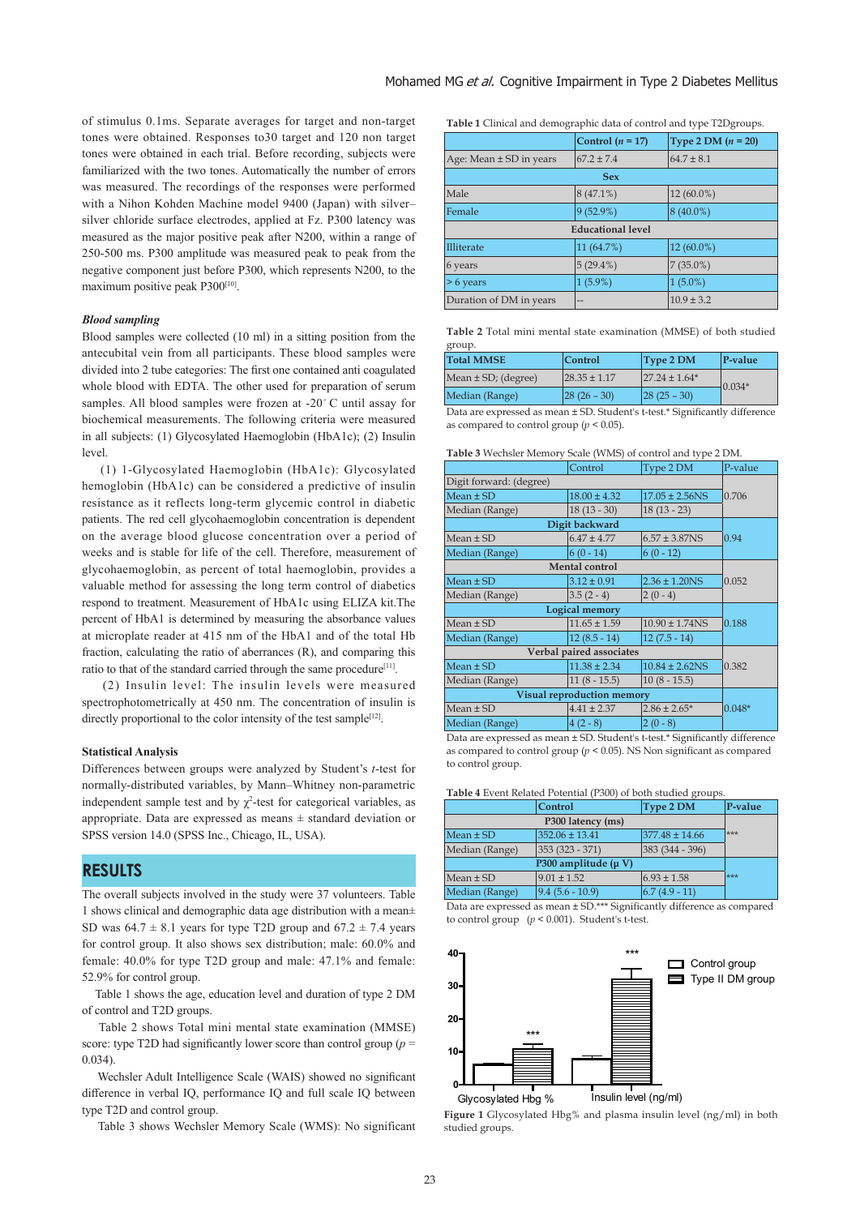of stimulus 0.1ms. Separate averages for target and non-target tones were obtained. Responses to30 target and 120 non target tones were obtained in each trial. Before recording, subjects were familiarized with the two tones. Automatically the number of errors was measured. The recordings of the responses were performed with a Nihon Kohden Machine model 9400 (Japan) with silver–silver chloride surface electrodes, applied at Fz. P300 latency was measured as the major positive peak after N200, within a range of 250-500 ms. P300 amplitude was measured peak to peak from the negative component just before P300, which represents N200, to the maximum positive peak P300[10].

### *Blood sampling*

Blood samples were collected (10 ml) in a sitting position from the antecubital vein from all participants. These blood samples were divided into 2 tube categories: The first one contained anti coagulated whole blood with EDTA. The other used for preparation of serum samples. All blood samples were frozen at -20° C until assay for biochemical measurements. The following criteria were measured in all subjects: (1) Glycosylated Haemoglobin (HbA1c); (2) Insulin level.

(1) 1-Glycosylated Haemoglobin (HbA1c): Glycosylated hemoglobin (HbA1c) can be considered a predictive of insulin resistance as it reflects long-term glycemic control in diabetic patients. The red cell glycohaemoglobin concentration is dependent on the average blood glucose concentration over a period of weeks and is stable for life of the cell. Therefore, measurement of glycohaemoglobin, as percent of total haemoglobin, provides a valuable method for assessing the long term control of diabetics respond to treatment. Measurement of HbA1c using ELIZA kit.The percent of HbA1 is determined by measuring the absorbance values at microplate reader at 415 nm of the HbA1 and of the total Hb fraction, calculating the ratio of aberrances (R), and comparing this ratio to that of the standard carried through the same procedure[11].

(2) Insulin level: The insulin levels were measured spectrophotometrically at 450 nm. The concentration of insulin is directly proportional to the color intensity of the test sample[12].

### Statistical Analysis

Differences between groups were analyzed by Student's *t*-test for normally-distributed variables, by Mann–Whitney non-parametric independent sample test and by $\chi^2$-test for categorical variables, as appropriate. Data are expressed as means ± standard deviation or SPSS version 14.0 (SPSS Inc., Chicago, IL, USA).

## RESULTS

The overall subjects involved in the study were 37 volunteers. Table 1 shows clinical and demographic data age distribution with a mean± SD was 64.7 ± 8.1 years for type T2D group and 67.2 ± 7.4 years for control group. It also shows sex distribution; male: 60.0% and female: 40.0% for type T2D group and male: 47.1% and female: 52.9% for control group.

Table 1 shows the age, education level and duration of type 2 DM of control and T2D groups.

Table 2 shows Total mini mental state examination (MMSE) score: type T2D had significantly lower score than control group ($p$ = 0.034).

Wechsler Adult Intelligence Scale (WAIS) showed no significant difference in verbal IQ, performance IQ and full scale IQ between type T2D and control group.

Table 3 shows Wechsler Memory Scale (WMS): No significant

**Table 1** Clinical and demographic data of control and type T2Dgroups.

| | Control ($n$ = 17) | Type 2 DM ($n$ = 20) |
|---|---|---|
| Age: Mean ± SD in years | 67.2 ± 7.4 | 64.7 ± 8.1 |
| **Sex** | | |
| Male | 8 (47.1%) | 12 (60.0%) |
| Female | 9 (52.9%) | 8 (40.0%) |
| **Educational level** | | |
| Illiterate | 11 (64.7%) | 12 (60.0%) |
| 6 years | 5 (29.4%) | 7 (35.0%) |
| > 6 years | 1 (5.9%) | 1 (5.0%) |
| Duration of DM in years | -- | 10.9 ± 3.2 |

**Table 2** Total mini mental state examination (MMSE) of both studied group.

| Total MMSE | Control | Type 2 DM | P-value |
|---|---|---|---|
| Mean ± SD; (degree) | 28.35 ± 1.17 | 27.24 ± 1.64* | 0.034* |
| Median (Range) | 28 (26 – 30) | 28 (25 – 30) | |

Data are expressed as mean ± SD. Student's t-test.* Significantly difference as compared to control group ($p$ < 0.05).

**Table 3** Wechsler Memory Scale (WMS) of control and type 2 DM.

| | Control | Type 2 DM | P-value |
|---|---|---|---|
| Digit forward: (degree) | | | |
| Mean ± SD | 18.00 ± 4.32 | 17.05 ± 2.56NS | 0.706 |
| Median (Range) | 18 (13 - 30) | 18 (13 - 23) | |
| **Digit backward** | | | |
| Mean ± SD | 6.47 ± 4.77 | 6.57 ± 3.87NS | 0.94 |
| Median (Range) | 6 (0 - 14) | 6 (0 - 12) | |
| **Mental control** | | | |
| Mean ± SD | 3.12 ± 0.91 | 2.36 ± 1.20NS | 0.052 |
| Median (Range) | 3.5 (2 - 4) | 2 (0 - 4) | |
| **Logical memory** | | | |
| Mean ± SD | 11.65 ± 1.59 | 10.90 ± 1.74NS | 0.188 |
| Median (Range) | 12 (8.5 - 14) | 12 (7.5 - 14) | |
| **Verbal paired associates** | | | |
| Mean ± SD | 11.38 ± 2.34 | 10.84 ± 2.62NS | 0.382 |
| Median (Range) | 11 (8 - 15.5) | 10 (8 - 15.5) | |
| **Visual reproduction memory** | | | |
| Mean ± SD | 4.41 ± 2.37 | 2.86 ± 2.65* | 0.048* |
| Median (Range) | 4 (2 - 8) | 2 (0 - 8) | |

Data are expressed as mean ± SD. Student's t-test.* Significantly difference as compared to control group ($p$ < 0.05). NS Non significant as compared to control group.

**Table 4** Event Related Potential (P300) of both studied groups.

| | Control | Type 2 DM | P-value |
|---|---|---|---|
| **P300 latency (ms)** | | | |
| Mean ± SD | 352.06 ± 13.41 | 377.48 ± 14.66 | *** |
| Median (Range) | 353 (323 - 371) | 383 (344 - 396) | |
| **P300 amplitude (μ V)** | | | |
| Mean ± SD | 9.01 ± 1.52 | 6.93 ± 1.58 | *** |
| Median (Range) | 9.4 (5.6 - 10.9) | 6.7 (4.9 - 11) | |

Data are expressed as mean ± SD.*** Significantly difference as compared to control group ($p$ < 0.001). Student's t-test.

**Figure 1** Glycosylated Hbg% and plasma insulin level (ng/ml) in both studied groups.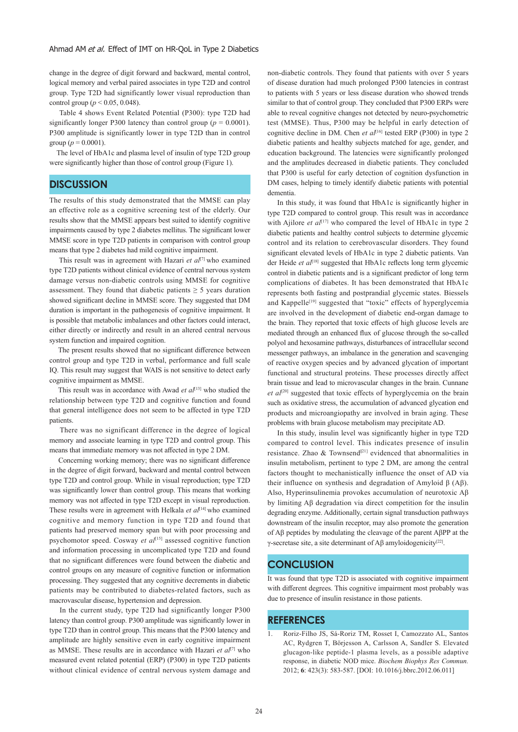change in the degree of digit forward and backward, mental control, logical memory and verbal paired associates in type T2D and control group. Type T2D had significantly lower visual reproduction than control group ($p < 0.05$, 0.048).

Table 4 shows Event Related Potential (P300): type T2D had significantly longer P300 latency than control group ($p = 0.0001$). P300 amplitude is significantly lower in type T2D than in control group ($p = 0.0001$).

The level of HbA1c and plasma level of insulin of type T2D group were significantly higher than those of control group (Figure 1).

## DISCUSSION

The results of this study demonstrated that the MMSE can play an effective role as a cognitive screening test of the elderly. Our results show that the MMSE appears best suited to identify cognitive impairments caused by type 2 diabetes mellitus. The significant lower MMSE score in type T2D patients in comparison with control group means that type 2 diabetes had mild cognitive impairment.

This result was in agreement with Hazari *et al*[7] who examined type T2D patients without clinical evidence of central nervous system damage versus non-diabetic controls using MMSE for cognitive assessment. They found that diabetic patients ≥ 5 years duration showed significant decline in MMSE score. They suggested that DM duration is important in the pathogenesis of cognitive impairment. It is possible that metabolic imbalances and other factors could interact, either directly or indirectly and result in an altered central nervous system function and impaired cognition.

The present results showed that no significant difference between control group and type T2D in verbal, performance and full scale IQ. This result may suggest that WAIS is not sensitive to detect early cognitive impairment as MMSE.

This result was in accordance with Awad *et al*[13] who studied the relationship between type T2D and cognitive function and found that general intelligence does not seem to be affected in type T2D patients.

There was no significant difference in the degree of logical memory and associate learning in type T2D and control group. This means that immediate memory was not affected in type 2 DM.

Concerning working memory; there was no significant difference in the degree of digit forward, backward and mental control between type T2D and control group. While in visual reproduction; type T2D was significantly lower than control group. This means that working memory was not affected in type T2D except in visual reproduction. These results were in agreement with Helkala *et al*[14] who examined cognitive and memory function in type T2D and found that patients had preserved memory span but with poor processing and psychomotor speed. Cosway *et al*[15] assessed cognitive function and information processing in uncomplicated type T2D and found that no significant differences were found between the diabetic and control groups on any measure of cognitive function or information processing. They suggested that any cognitive decrements in diabetic patients may be contributed to diabetes-related factors, such as macrovascular disease, hypertension and depression.

In the current study, type T2D had significantly longer P300 latency than control group. P300 amplitude was significantly lower in type T2D than in control group. This means that the P300 latency and amplitude are highly sensitive even in early cognitive impairment as MMSE. These results are in accordance with Hazari *et al*[7] who measured event related potential (ERP) (P300) in type T2D patients without clinical evidence of central nervous system damage and non-diabetic controls. They found that patients with over 5 years of disease duration had much prolonged P300 latencies in contrast to patients with 5 years or less disease duration who showed trends similar to that of control group. They concluded that P300 ERPs were able to reveal cognitive changes not detected by neuro-psychometric test (MMSE). Thus, P300 may be helpful in early detection of cognitive decline in DM. Chen *et al*[16] tested ERP (P300) in type 2 diabetic patients and healthy subjects matched for age, gender, and education background. The latencies were significantly prolonged and the amplitudes decreased in diabetic patients. They concluded that P300 is useful for early detection of cognition dysfunction in DM cases, helping to timely identify diabetic patients with potential dementia.

In this study, it was found that HbA1c is significantly higher in type T2D compared to control group. This result was in accordance with Ajilore *et al*[17] who compared the level of HbA1c in type 2 diabetic patients and healthy control subjects to determine glycemic control and its relation to cerebrovascular disorders. They found significant elevated levels of HbA1c in type 2 diabetic patients. Van der Heide *et al*[18] suggested that HbA1c reflects long term glycemic control in diabetic patients and is a significant predictor of long term complications of diabetes. It has been demonstrated that HbA1c represents both fasting and postprandial glycemic states. Biessels and Kappelle[19] suggested that "toxic" effects of hyperglycemia are involved in the development of diabetic end-organ damage to the brain. They reported that toxic effects of high glucose levels are mediated through an enhanced flux of glucose through the so-called polyol and hexosamine pathways, disturbances of intracellular second messenger pathways, an imbalance in the generation and scavenging of reactive oxygen species and by advanced glycation of important functional and structural proteins. These processes directly affect brain tissue and lead to microvascular changes in the brain. Cunnane *et al*[20] suggested that toxic effects of hyperglycemia on the brain such as oxidative stress, the accumulation of advanced glycation end products and microangiopathy are involved in brain aging. These problems with brain glucose metabolism may precipitate AD.

In this study, insulin level was significantly higher in type T2D compared to control level. This indicates presence of insulin resistance. Zhao & Townsend[21] evidenced that abnormalities in insulin metabolism, pertinent to type 2 DM, are among the central factors thought to mechanistically influence the onset of AD via their influence on synthesis and degradation of Amyloid β (Aβ). Also, Hyperinsulinemia provokes accumulation of neurotoxic Aβ by limiting Aβ degradation via direct competition for the insulin degrading enzyme. Additionally, certain signal transduction pathways downstream of the insulin receptor, may also promote the generation of Aβ peptides by modulating the cleavage of the parent AβPP at the γ-secretase site, a site determinant of Aβ amyloidogenicity[22].

## CONCLUSION

It was found that type T2D is associated with cognitive impairment with different degrees. This cognitive impairment most probably was due to presence of insulin resistance in those patients.

## REFERENCES

1. Roriz-Filho JS, Sá-Roriz TM, Rosset I, Camozzato AL, Santos AC, Rydgren T, Börjesson A, Carlsson A, Sandler S. Elevated glucagon-like peptide-1 plasma levels, as a possible adaptive response, in diabetic NOD mice. *Biochem Biophys Res Commun.* 2012; **6**: 423(3): 583-587. [DOI: 10.1016/j.bbrc.2012.06.011]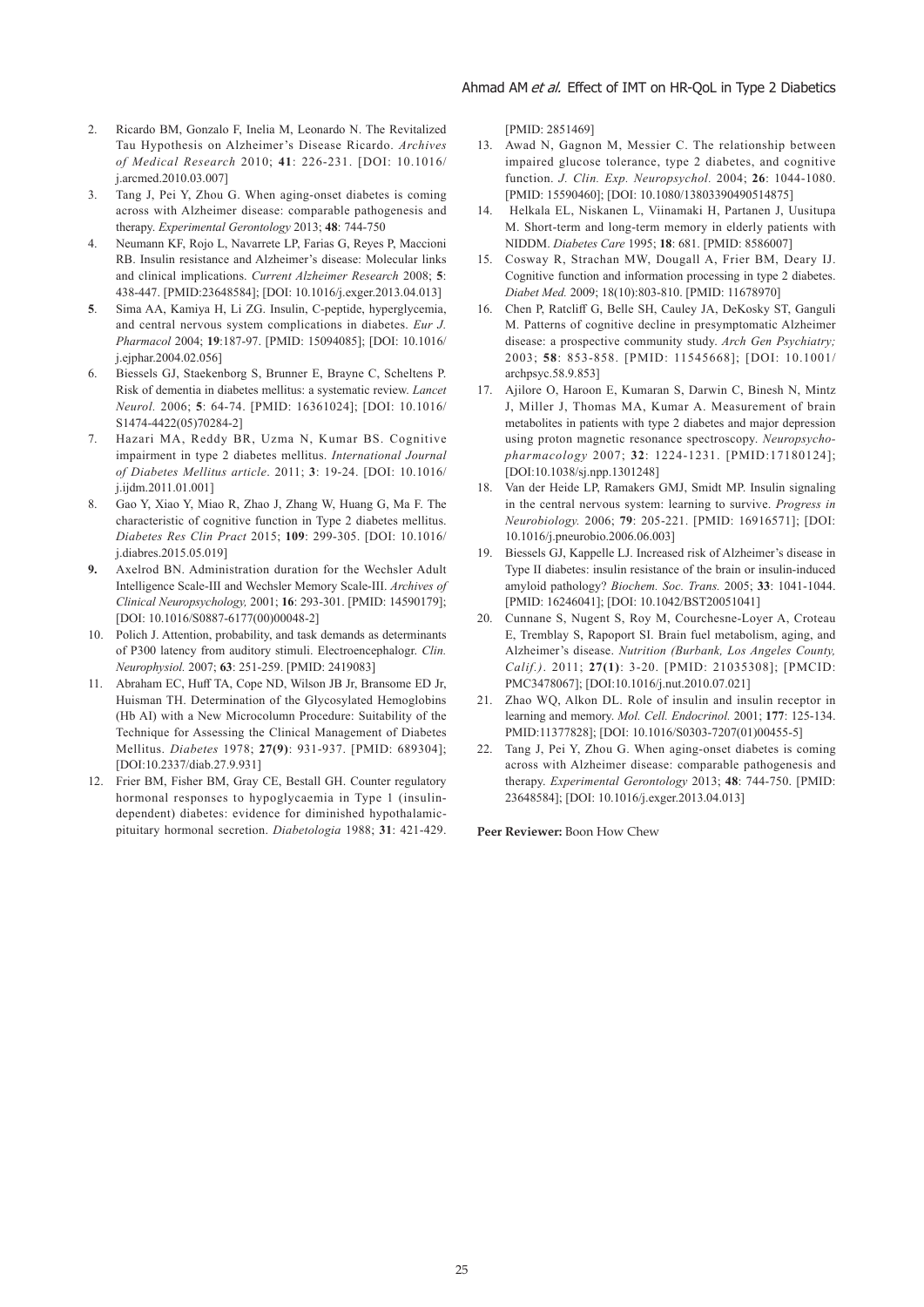2. Ricardo BM, Gonzalo F, Inelia M, Leonardo N. The Revitalized Tau Hypothesis on Alzheimer's Disease Ricardo. *Archives of Medical Research* 2010; **41**: 226-231. [DOI: 10.1016/j.arcmed.2010.03.007]
3. Tang J, Pei Y, Zhou G. When aging-onset diabetes is coming across with Alzheimer disease: comparable pathogenesis and therapy. *Experimental Gerontology* 2013; **48**: 744-750
4. Neumann KF, Rojo L, Navarrete LP, Farias G, Reyes P, Maccioni RB. Insulin resistance and Alzheimer's disease: Molecular links and clinical implications. *Current Alzheimer Research* 2008; **5**: 438-447. [PMID:23648584]; [DOI: 10.1016/j.exger.2013.04.013]
5. Sima AA, Kamiya H, Li ZG. Insulin, C-peptide, hyperglycemia, and central nervous system complications in diabetes. *Eur J. Pharmacol* 2004; **19**:187-97. [PMID: 15094085]; [DOI: 10.1016/j.ejphar.2004.02.056]
6. Biessels GJ, Staekenborg S, Brunner E, Brayne C, Scheltens P. Risk of dementia in diabetes mellitus: a systematic review. *Lancet Neurol.* 2006; **5**: 64-74. [PMID: 16361024]; [DOI: 10.1016/S1474-4422(05)70284-2]
7. Hazari MA, Reddy BR, Uzma N, Kumar BS. Cognitive impairment in type 2 diabetes mellitus. *International Journal of Diabetes Mellitus article*. 2011; **3**: 19-24. [DOI: 10.1016/j.ijdm.2011.01.001]
8. Gao Y, Xiao Y, Miao R, Zhao J, Zhang W, Huang G, Ma F. The characteristic of cognitive function in Type 2 diabetes mellitus. *Diabetes Res Clin Pract* 2015; **109**: 299-305. [DOI: 10.1016/j.diabres.2015.05.019]
9. Axelrod BN. Administration duration for the Wechsler Adult Intelligence Scale-III and Wechsler Memory Scale-III. *Archives of Clinical Neuropsychology,* 2001; **16**: 293-301. [PMID: 14590179]; [DOI: 10.1016/S0887-6177(00)00048-2]
10. Polich J. Attention, probability, and task demands as determinants of P300 latency from auditory stimuli. Electroencephalogr. *Clin. Neurophysiol.* 2007; **63**: 251-259. [PMID: 2419083]
11. Abraham EC, Huff TA, Cope ND, Wilson JB Jr, Bransome ED Jr, Huisman TH. Determination of the Glycosylated Hemoglobins (Hb AI) with a New Microcolumn Procedure: Suitability of the Technique for Assessing the Clinical Management of Diabetes Mellitus. *Diabetes* 1978; **27(9)**: 931-937. [PMID: 689304]; [DOI:10.2337/diab.27.9.931]
12. Frier BM, Fisher BM, Gray CE, Bestall GH. Counter regulatory hormonal responses to hypoglycaemia in Type 1 (insulin-dependent) diabetes: evidence for diminished hypothalamic-pituitary hormonal secretion. *Diabetologia* 1988; **31**: 421-429. [PMID: 2851469]
13. Awad N, Gagnon M, Messier C. The relationship between impaired glucose tolerance, type 2 diabetes, and cognitive function. *J. Clin. Exp. Neuropsychol.* 2004; **26**: 1044-1080. [PMID: 15590460]; [DOI: 10.1080/13803390490514875]
14. Helkala EL, Niskanen L, Viinamaki H, Partanen J, Uusitupa M. Short-term and long-term memory in elderly patients with NIDDM. *Diabetes Care* 1995; **18**: 681. [PMID: 8586007]
15. Cosway R, Strachan MW, Dougall A, Frier BM, Deary IJ. Cognitive function and information processing in type 2 diabetes. *Diabet Med.* 2009; 18(10):803-810. [PMID: 11678970]
16. Chen P, Ratcliff G, Belle SH, Cauley JA, DeKosky ST, Ganguli M. Patterns of cognitive decline in presymptomatic Alzheimer disease: a prospective community study. *Arch Gen Psychiatry;* 2003; **58**: 853-858. [PMID: 11545668]; [DOI: 10.1001/archpsyc.58.9.853]
17. Ajilore O, Haroon E, Kumaran S, Darwin C, Binesh N, Mintz J, Miller J, Thomas MA, Kumar A. Measurement of brain metabolites in patients with type 2 diabetes and major depression using proton magnetic resonance spectroscopy. *Neuropsychopharmacology* 2007; **32**: 1224-1231. [PMID:17180124]; [DOI:10.1038/sj.npp.1301248]
18. Van der Heide LP, Ramakers GMJ, Smidt MP. Insulin signaling in the central nervous system: learning to survive. *Progress in Neurobiology.* 2006; **79**: 205-221. [PMID: 16916571]; [DOI: 10.1016/j.pneurobio.2006.06.003]
19. Biessels GJ, Kappelle LJ. Increased risk of Alzheimer's disease in Type II diabetes: insulin resistance of the brain or insulin-induced amyloid pathology? *Biochem. Soc. Trans.* 2005; **33**: 1041-1044. [PMID: 16246041]; [DOI: 10.1042/BST20051041]
20. Cunnane S, Nugent S, Roy M, Courchesne-Loyer A, Croteau E, Tremblay S, Rapoport SI. Brain fuel metabolism, aging, and Alzheimer's disease. *Nutrition (Burbank, Los Angeles County, Calif.).* 2011; **27(1)**: 3-20. [PMID: 21035308]; [PMCID: PMC3478067]; [DOI:10.1016/j.nut.2010.07.021]
21. Zhao WQ, Alkon DL. Role of insulin and insulin receptor in learning and memory. *Mol. Cell. Endocrinol.* 2001; **177**: 125-134. PMID:11377828]; [DOI: 10.1016/S0303-7207(01)00455-5]
22. Tang J, Pei Y, Zhou G. When aging-onset diabetes is coming across with Alzheimer disease: comparable pathogenesis and therapy. *Experimental Gerontology* 2013; **48**: 744-750. [PMID: 23648584]; [DOI: 10.1016/j.exger.2013.04.013]

**Peer Reviewer:** Boon How Chew